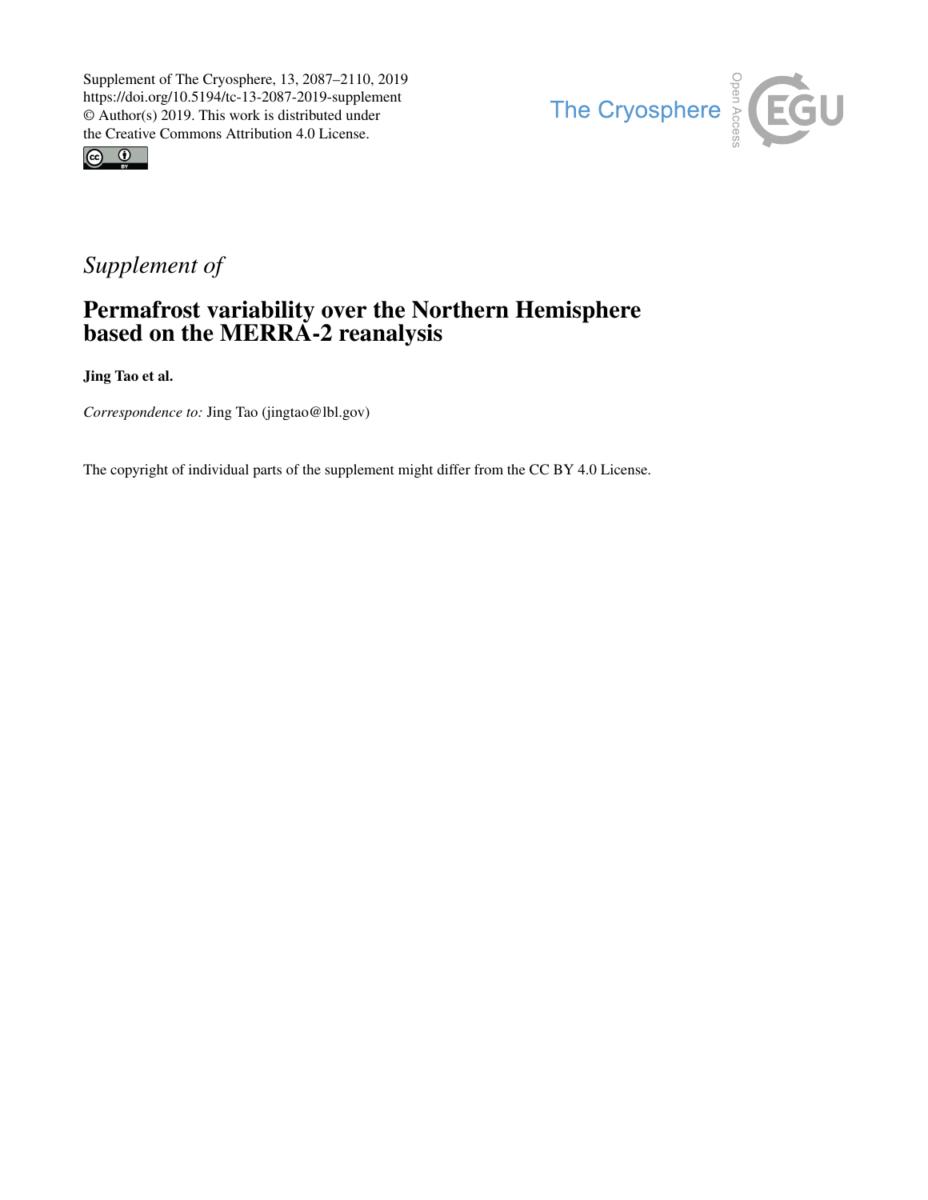Supplement of The Cryosphere, 13, 2087–2110, 2019
https://doi.org/10.5194/tc-13-2087-2019-supplement
© Author(s) 2019. This work is distributed under
the Creative Commons Attribution 4.0 License.

*Supplement of*

# Permafrost variability over the Northern Hemisphere based on the MERRA-2 reanalysis

**Jing Tao et al.**

*Correspondence to:* Jing Tao (jingtao@lbl.gov)

The copyright of individual parts of the supplement might differ from the CC BY 4.0 License.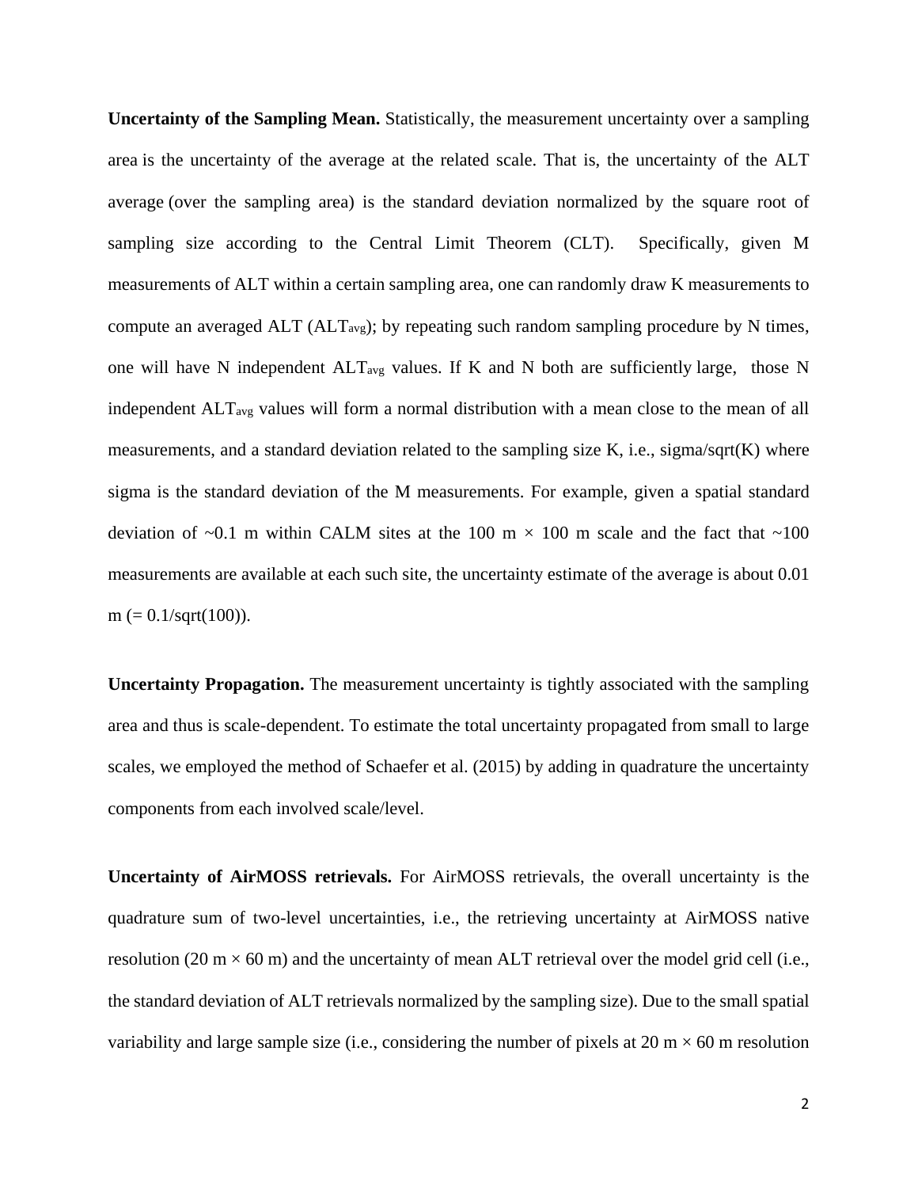**Uncertainty of the Sampling Mean.** Statistically, the measurement uncertainty over a sampling area is the uncertainty of the average at the related scale. That is, the uncertainty of the ALT average (over the sampling area) is the standard deviation normalized by the square root of sampling size according to the Central Limit Theorem (CLT). Specifically, given M measurements of ALT within a certain sampling area, one can randomly draw K measurements to compute an averaged ALT ($ALT_{avg}$); by repeating such random sampling procedure by N times, one will have N independent $ALT_{avg}$ values. If K and N both are sufficiently large, those N independent $ALT_{avg}$ values will form a normal distribution with a mean close to the mean of all measurements, and a standard deviation related to the sampling size K, i.e., sigma/sqrt(K) where sigma is the standard deviation of the M measurements. For example, given a spatial standard deviation of ~0.1 m within CALM sites at the 100 m × 100 m scale and the fact that ~100 measurements are available at each such site, the uncertainty estimate of the average is about 0.01 m (= 0.1/sqrt(100)).

**Uncertainty Propagation.** The measurement uncertainty is tightly associated with the sampling area and thus is scale-dependent. To estimate the total uncertainty propagated from small to large scales, we employed the method of Schaefer et al. (2015) by adding in quadrature the uncertainty components from each involved scale/level.

**Uncertainty of AirMOSS retrievals.** For AirMOSS retrievals, the overall uncertainty is the quadrature sum of two-level uncertainties, i.e., the retrieving uncertainty at AirMOSS native resolution (20 m × 60 m) and the uncertainty of mean ALT retrieval over the model grid cell (i.e., the standard deviation of ALT retrievals normalized by the sampling size). Due to the small spatial variability and large sample size (i.e., considering the number of pixels at 20 m × 60 m resolution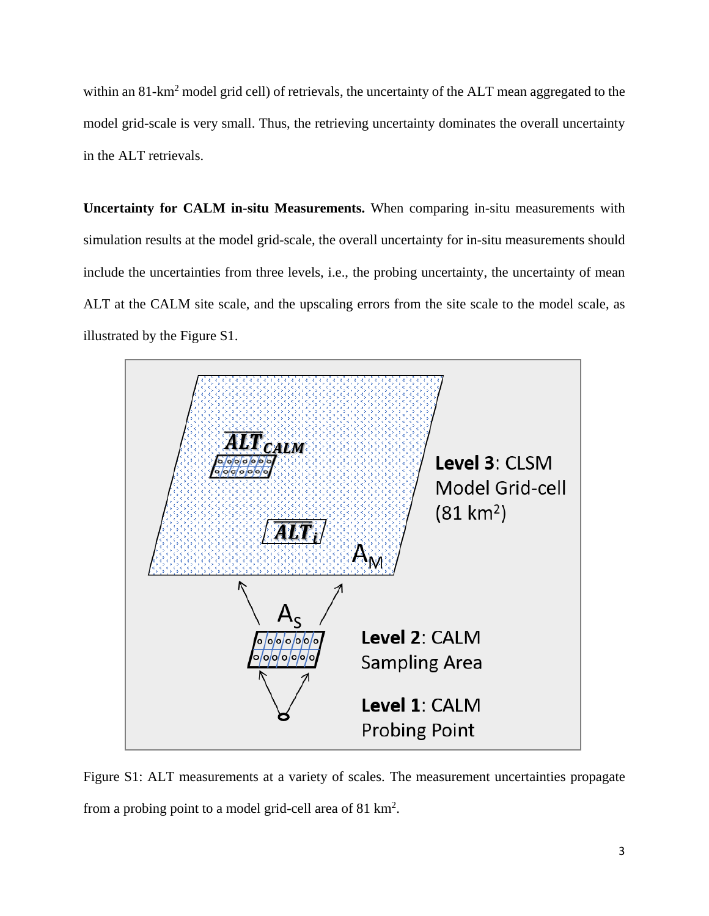within an 81-km$^2$ model grid cell) of retrievals, the uncertainty of the ALT mean aggregated to the model grid-scale is very small. Thus, the retrieving uncertainty dominates the overall uncertainty in the ALT retrievals.

**Uncertainty for CALM in-situ Measurements.** When comparing in-situ measurements with simulation results at the model grid-scale, the overall uncertainty for in-situ measurements should include the uncertainties from three levels, i.e., the probing uncertainty, the uncertainty of mean ALT at the CALM site scale, and the upscaling errors from the site scale to the model scale, as illustrated by the Figure S1.

Figure S1: ALT measurements at a variety of scales. The measurement uncertainties propagate from a probing point to a model grid-cell area of 81 km$^2$.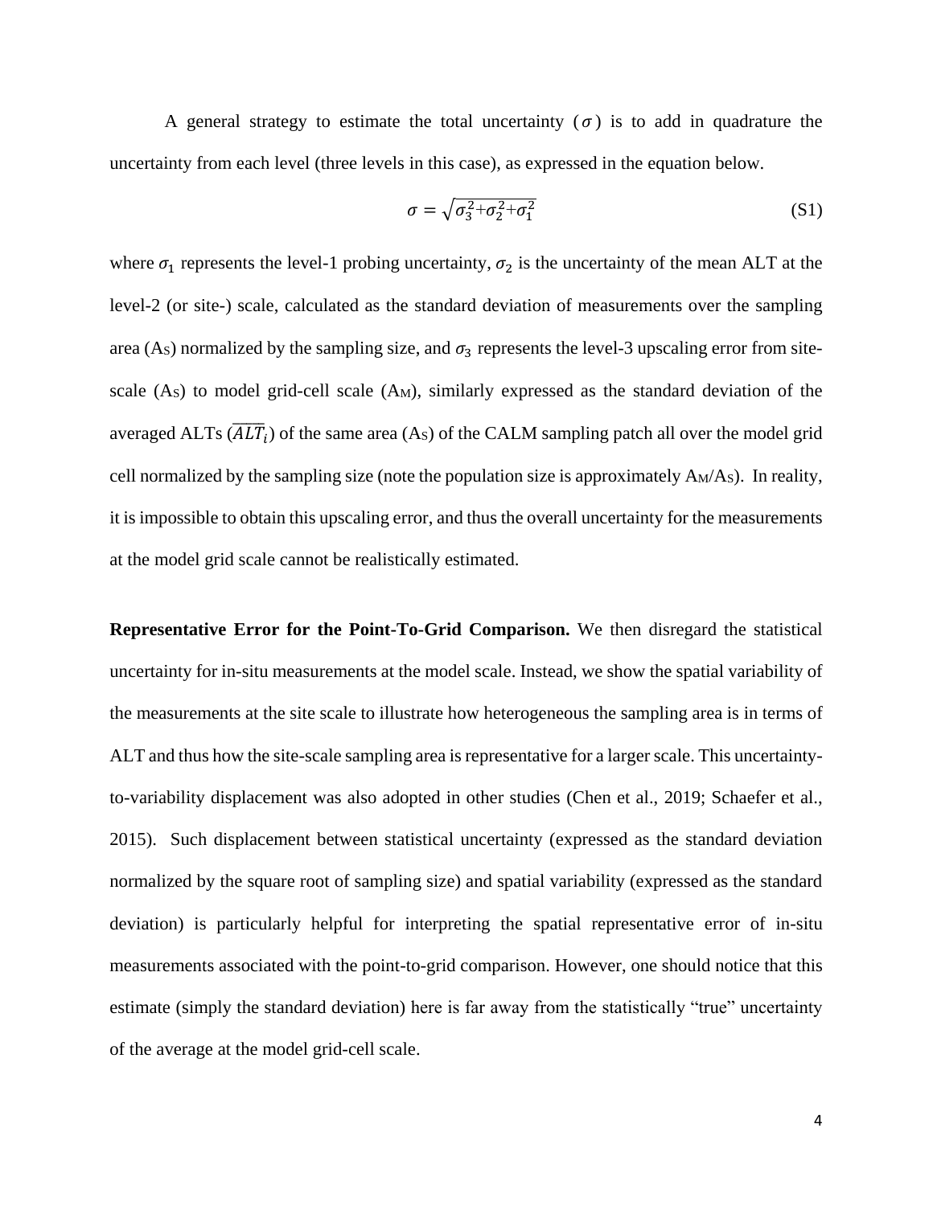A general strategy to estimate the total uncertainty ($\sigma$) is to add in quadrature the uncertainty from each level (three levels in this case), as expressed in the equation below.

$$\sigma = \sqrt{\sigma_3^2 + \sigma_2^2 + \sigma_1^2} \tag{S1}$$

where $\sigma_1$ represents the level-1 probing uncertainty, $\sigma_2$ is the uncertainty of the mean ALT at the level-2 (or site-) scale, calculated as the standard deviation of measurements over the sampling area ($A_S$) normalized by the sampling size, and $\sigma_3$ represents the level-3 upscaling error from site-scale ($A_S$) to model grid-cell scale ($A_M$), similarly expressed as the standard deviation of the averaged ALTs ($\overline{ALT_i}$) of the same area ($A_S$) of the CALM sampling patch all over the model grid cell normalized by the sampling size (note the population size is approximately $A_M/A_S$). In reality, it is impossible to obtain this upscaling error, and thus the overall uncertainty for the measurements at the model grid scale cannot be realistically estimated.

**Representative Error for the Point-To-Grid Comparison.** We then disregard the statistical uncertainty for in-situ measurements at the model scale. Instead, we show the spatial variability of the measurements at the site scale to illustrate how heterogeneous the sampling area is in terms of ALT and thus how the site-scale sampling area is representative for a larger scale. This uncertainty-to-variability displacement was also adopted in other studies (Chen et al., 2019; Schaefer et al., 2015). Such displacement between statistical uncertainty (expressed as the standard deviation normalized by the square root of sampling size) and spatial variability (expressed as the standard deviation) is particularly helpful for interpreting the spatial representative error of in-situ measurements associated with the point-to-grid comparison. However, one should notice that this estimate (simply the standard deviation) here is far away from the statistically "true" uncertainty of the average at the model grid-cell scale.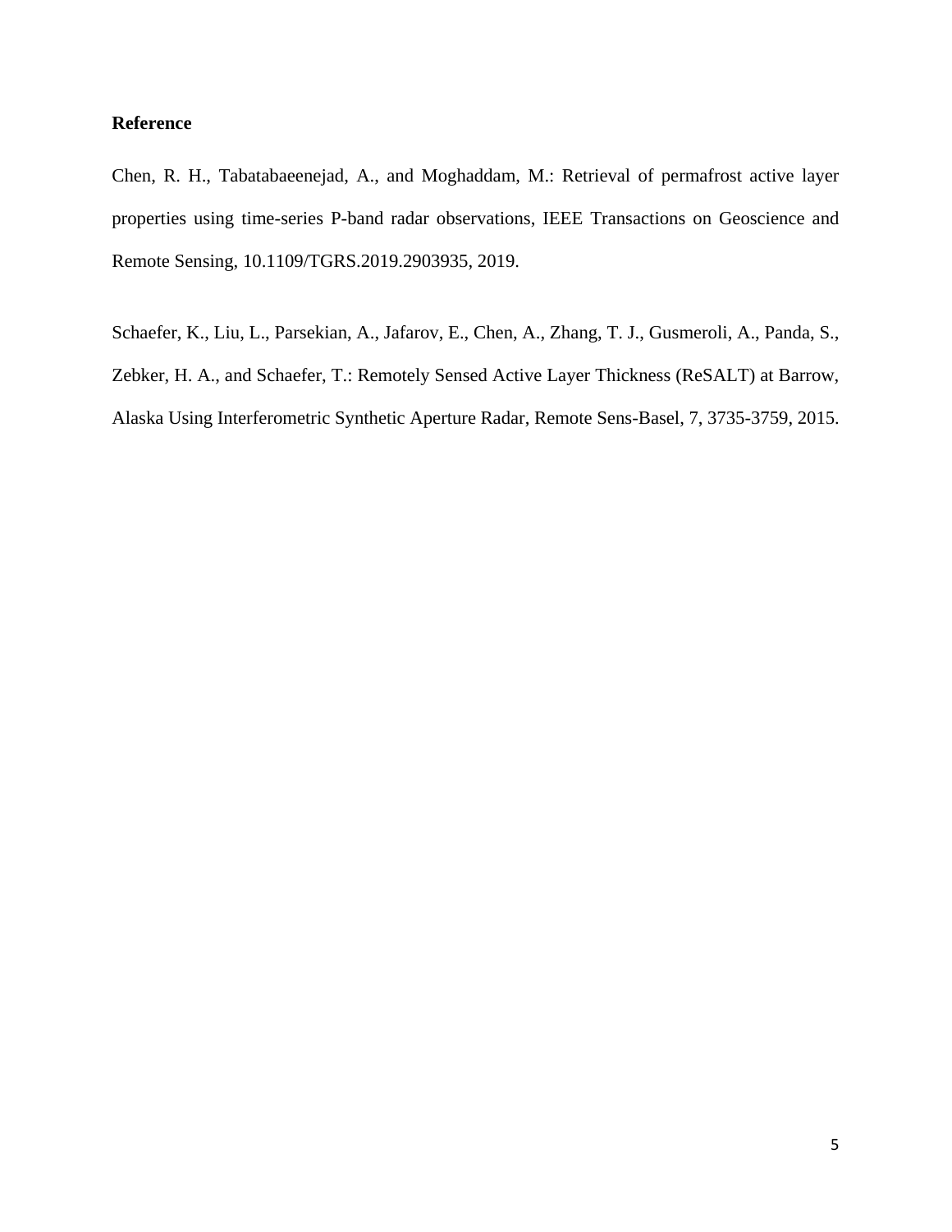**Reference**

Chen, R. H., Tabatabaeenejad, A., and Moghaddam, M.: Retrieval of permafrost active layer properties using time-series P-band radar observations, IEEE Transactions on Geoscience and Remote Sensing, 10.1109/TGRS.2019.2903935, 2019.

Schaefer, K., Liu, L., Parsekian, A., Jafarov, E., Chen, A., Zhang, T. J., Gusmeroli, A., Panda, S., Zebker, H. A., and Schaefer, T.: Remotely Sensed Active Layer Thickness (ReSALT) at Barrow, Alaska Using Interferometric Synthetic Aperture Radar, Remote Sens-Basel, 7, 3735-3759, 2015.